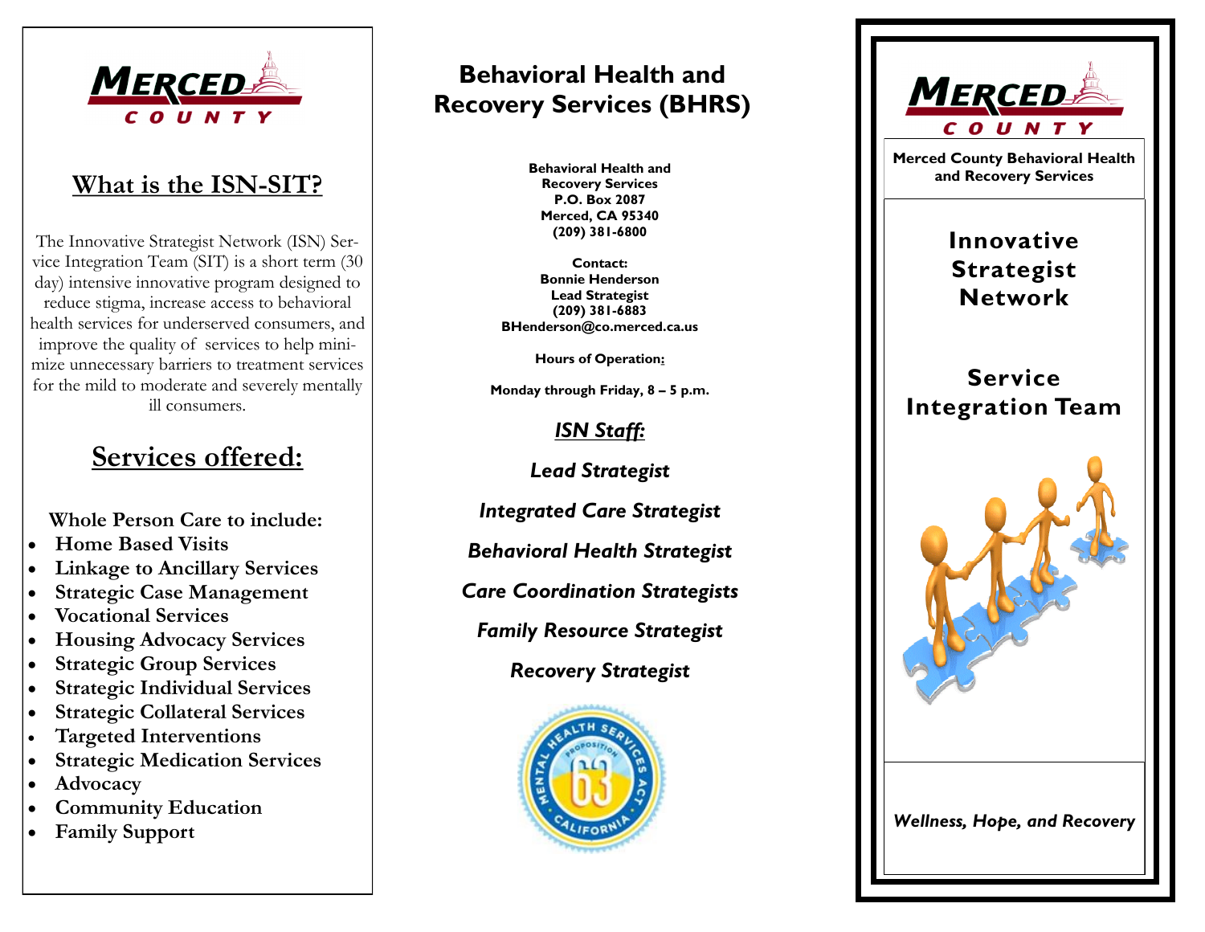MERCED COUNTY

## What is the ISN-SIT?

The Innovative Strategist Network (ISN) Service Integration Team (SIT) is a short term (30 day) intensive innovative program designed to reduce stigma, increase access to behavioral health services for underserved consumers, and improve the quality of services to help minimize unnecessary barriers to treatment services for the mild to moderate and severely mentally ill consumers.

## Services offered:

**Whole Person Care to include:**

- **Home Based Visits**
- **Linkage to Ancillary Services**
- **Strategic Case Management**
- **Vocational Services**
- **Housing Advocacy Services**
- **Strategic Group Services**
- **Strategic Individual Services**
- **Strategic Collateral Services**
- **Targeted Interventions**
- **Strategic Medication Services**
- **Advocacy**
- **Community Education**
- **Family Support**

# Behavioral Health and Recovery Services (BHRS)

**Behavioral Health and Recovery Services**
**P.O. Box 2087**
**Merced, CA 95340**
**(209) 381-6800**

**Contact:**
**Bonnie Henderson**
**Lead Strategist**
**(209) 381-6883**
**BHenderson@co.merced.ca.us**

**Hours of Operation:**

**Monday through Friday, 8 – 5 p.m.**

***ISN Staff:***

***Lead Strategist***

***Integrated Care Strategist***

***Behavioral Health Strategist***

***Care Coordination Strategists***

***Family Resource Strategist***

***Recovery Strategist***

MENTAL HEALTH SERVICES ACT PROPOSITION 63 CALIFORNIA

MERCED COUNTY

**Merced County Behavioral Health and Recovery Services**

# Innovative Strategist Network

# Service Integration Team

***Wellness, Hope, and Recovery***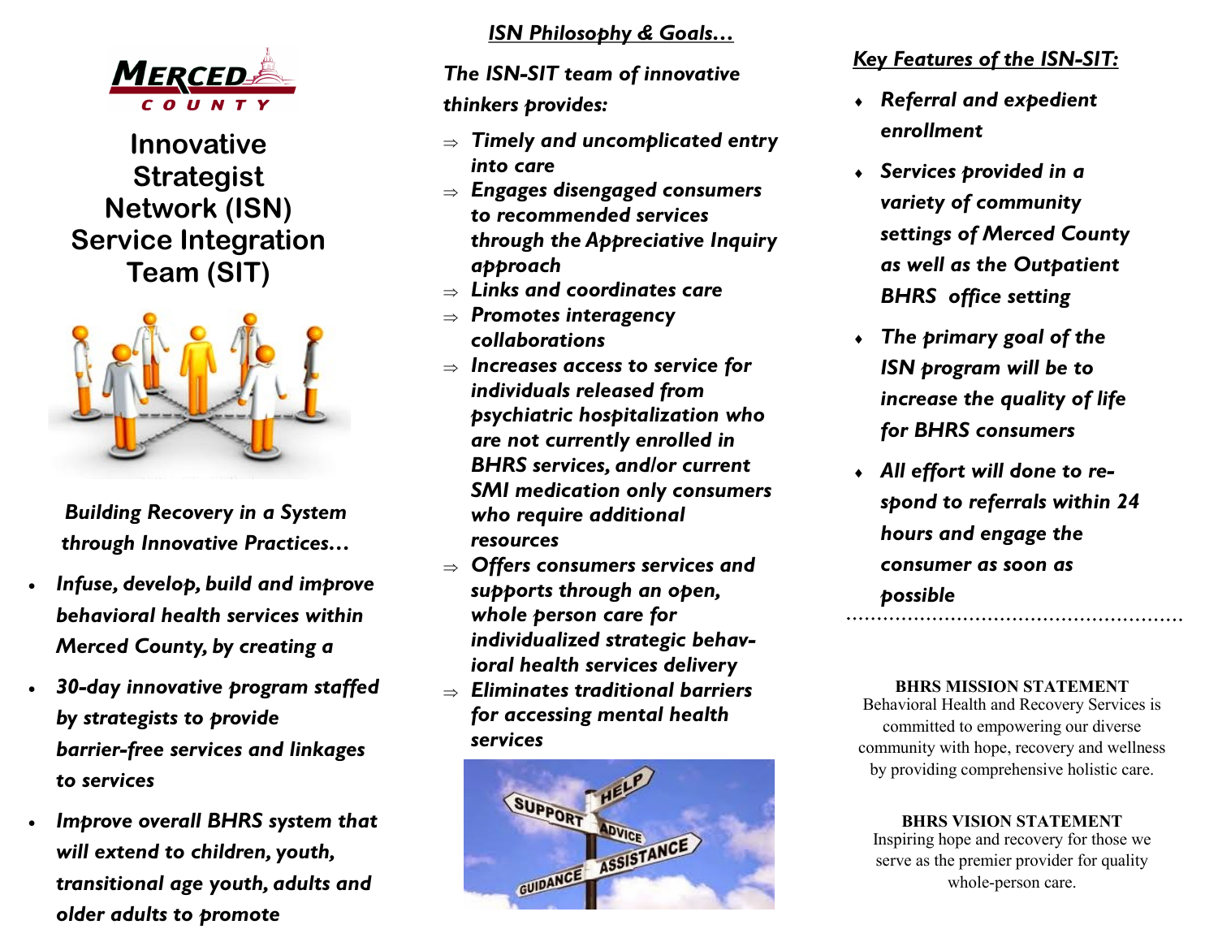MERCED COUNTY

# Innovative Strategist Network (ISN) Service Integration Team (SIT)

*Building Recovery in a System through Innovative Practices…*

- *Infuse, develop, build and improve behavioral health services within Merced County, by creating a*
- *30-day innovative program staffed by strategists to provide barrier-free services and linkages to services*
- *Improve overall BHRS system that will extend to children, youth, transitional age youth, adults and older adults to promote*

## *ISN Philosophy & Goals…*

*The ISN-SIT team of innovative thinkers provides:*

- ⇒ *Timely and uncomplicated entry into care*
- ⇒ *Engages disengaged consumers to recommended services through the Appreciative Inquiry approach*
- ⇒ *Links and coordinates care*
- ⇒ *Promotes interagency collaborations*
- ⇒ *Increases access to service for individuals released from psychiatric hospitalization who are not currently enrolled in BHRS services, and/or current SMI medication only consumers who require additional resources*
- ⇒ *Offers consumers services and supports through an open, whole person care for individualized strategic behavioral health services delivery*
- ⇒ *Eliminates traditional barriers for accessing mental health services*

SUPPORT HELP ADVICE ASSISTANCE GUIDANCE

## *Key Features of the ISN-SIT:*

- *Referral and expedient enrollment*
- *Services provided in a variety of community settings of Merced County as well as the Outpatient BHRS office setting*
- *The primary goal of the ISN program will be to increase the quality of life for BHRS consumers*
- *All effort will done to respond to referrals within 24 hours and engage the consumer as soon as possible*

**BHRS MISSION STATEMENT**

Behavioral Health and Recovery Services is committed to empowering our diverse community with hope, recovery and wellness by providing comprehensive holistic care.

**BHRS VISION STATEMENT**

Inspiring hope and recovery for those we serve as the premier provider for quality whole-person care.